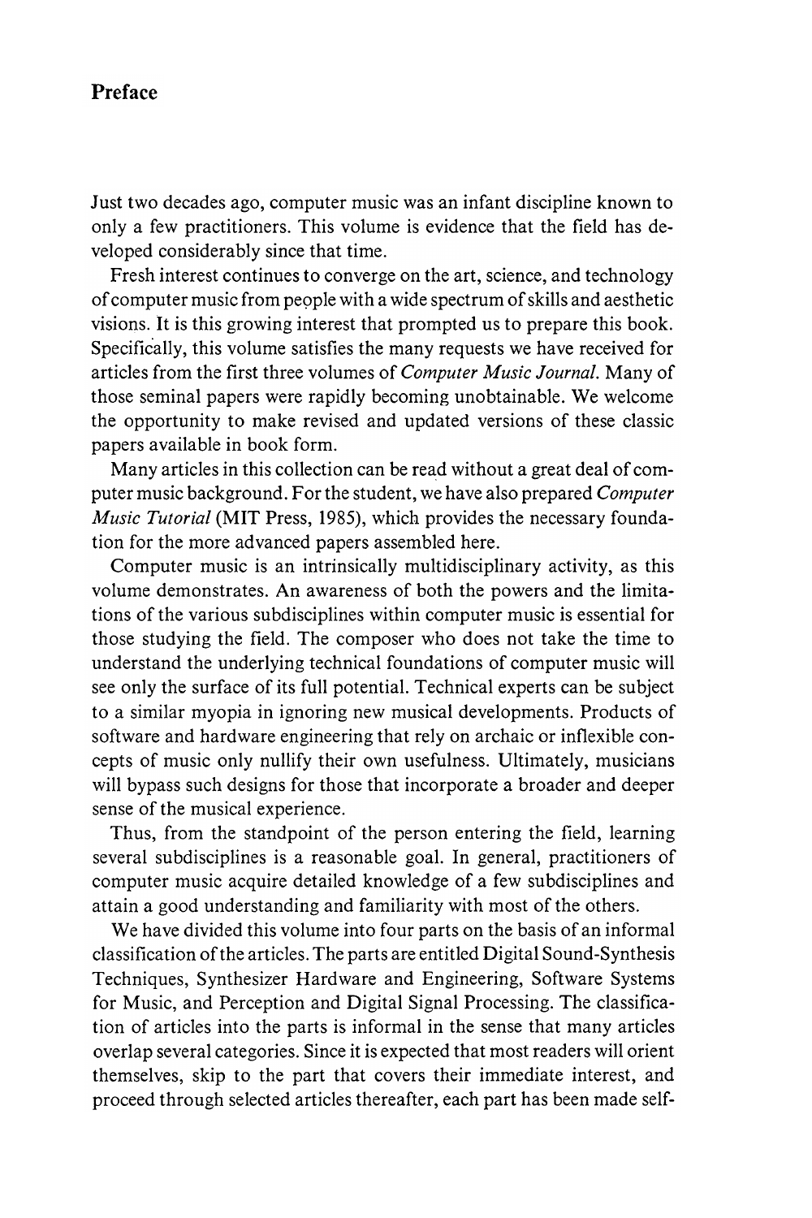# Preface

Just two decades ago, computer music was an infant discipline known to only a few practitioners. This volume is evidence that the field has developed considerably since that time.

Fresh interest continues to converge on the art, science, and technology of computer music from people with a wide spectrum of skills and aesthetic visions. It is this growing interest that prompted us to prepare this book. Specifically, this volume satisfies the many requests we have received for articles from the first three volumes of *Computer Music Journal*. Many of those seminal papers were rapidly becoming unobtainable. We welcome the opportunity to make revised and updated versions of these classic papers available in book form.

Many articles in this collection can be read without a great deal of computer music background. For the student, we have also prepared *Computer Music Tutorial* (MIT Press, 1985), which provides the necessary foundation for the more advanced papers assembled here.

Computer music is an intrinsically multidisciplinary activity, as this volume demonstrates. An awareness of both the powers and the limitations of the various subdisciplines within computer music is essential for those studying the field. The composer who does not take the time to understand the underlying technical foundations of computer music will see only the surface of its full potential. Technical experts can be subject to a similar myopia in ignoring new musical developments. Products of software and hardware engineering that rely on archaic or inflexible concepts of music only nullify their own usefulness. Ultimately, musicians will bypass such designs for those that incorporate a broader and deeper sense of the musical experience.

Thus, from the standpoint of the person entering the field, learning several subdisciplines is a reasonable goal. In general, practitioners of computer music acquire detailed knowledge of a few subdisciplines and attain a good understanding and familiarity with most of the others.

We have divided this volume into four parts on the basis of an informal classification of the articles. The parts are entitled Digital Sound-Synthesis Techniques, Synthesizer Hardware and Engineering, Software Systems for Music, and Perception and Digital Signal Processing. The classification of articles into the parts is informal in the sense that many articles overlap several categories. Since it is expected that most readers will orient themselves, skip to the part that covers their immediate interest, and proceed through selected articles thereafter, each part has been made self-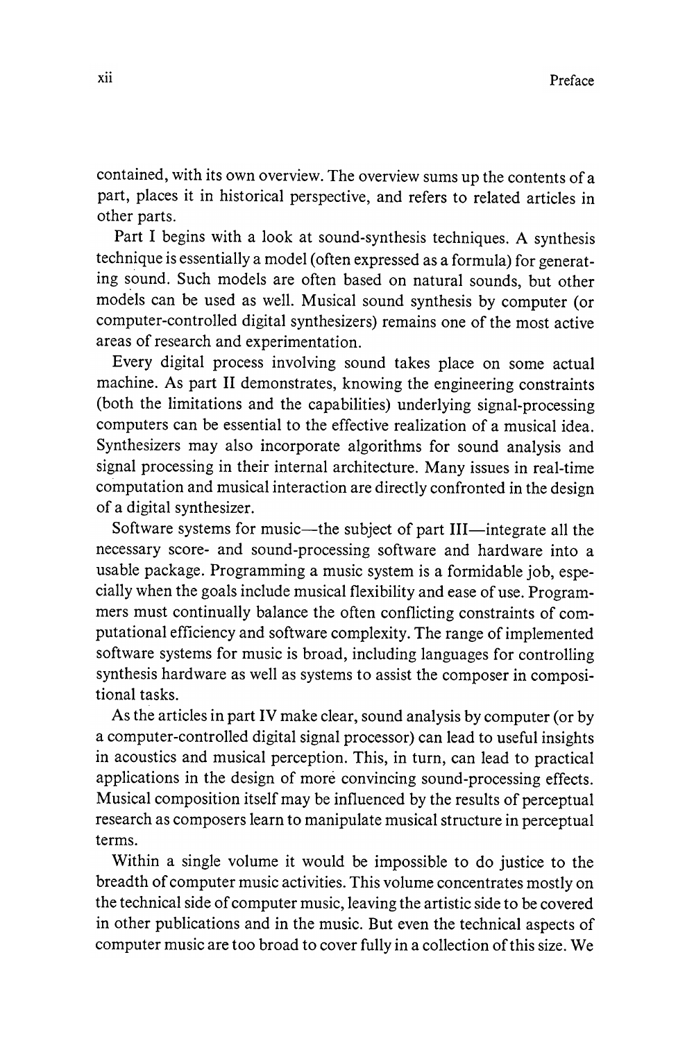contained, with its own overview. The overview sums up the contents of a part, places it in historical perspective, and refers to related articles in other parts.

Part I begins with a look at sound-synthesis techniques. A synthesis technique is essentially a model (often expressed as a formula) for generating sound. Such models are often based on natural sounds, but other models can be used as well. Musical sound synthesis by computer (or computer-controlled digital synthesizers) remains one of the most active areas of research and experimentation.

Every digital process involving sound takes place on some actual machine. As part II demonstrates, knowing the engineering constraints (both the limitations and the capabilities) underlying signal-processing computers can be essential to the effective realization of a musical idea. Synthesizers may also incorporate algorithms for sound analysis and signal processing in their internal architecture. Many issues in real-time computation and musical interaction are directly confronted in the design of a digital synthesizer.

Software systems for music—the subject of part III—integrate all the necessary score- and sound-processing software and hardware into a usable package. Programming a music system is a formidable job, especially when the goals include musical flexibility and ease of use. Programmers must continually balance the often conflicting constraints of computational efficiency and software complexity. The range of implemented software systems for music is broad, including languages for controlling synthesis hardware as well as systems to assist the composer in compositional tasks.

As the articles in part IV make clear, sound analysis by computer (or by a computer-controlled digital signal processor) can lead to useful insights in acoustics and musical perception. This, in turn, can lead to practical applications in the design of more convincing sound-processing effects. Musical composition itself may be influenced by the results of perceptual research as composers learn to manipulate musical structure in perceptual terms.

Within a single volume it would be impossible to do justice to the breadth of computer music activities. This volume concentrates mostly on the technical side of computer music, leaving the artistic side to be covered in other publications and in the music. But even the technical aspects of computer music are too broad to cover fully in a collection of this size. We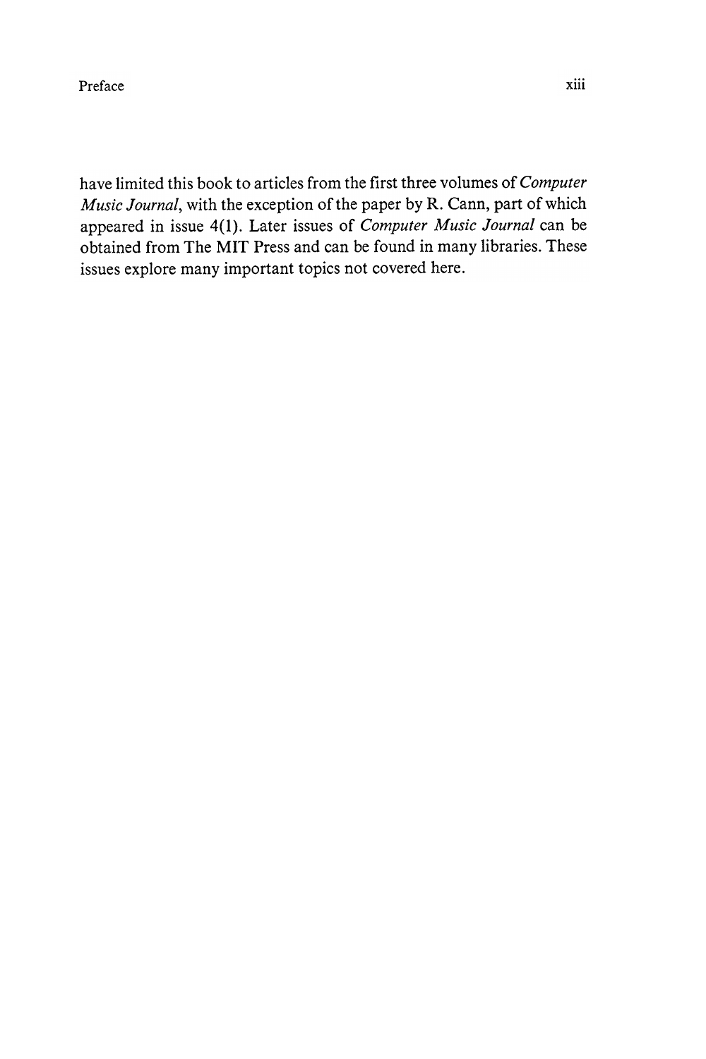have limited this book to articles from the first three volumes of *Computer Music Journal*, with the exception of the paper by R. Cann, part of which appeared in issue 4(1). Later issues of *Computer Music Journal* can be obtained from The MIT Press and can be found in many libraries. These issues explore many important topics not covered here.